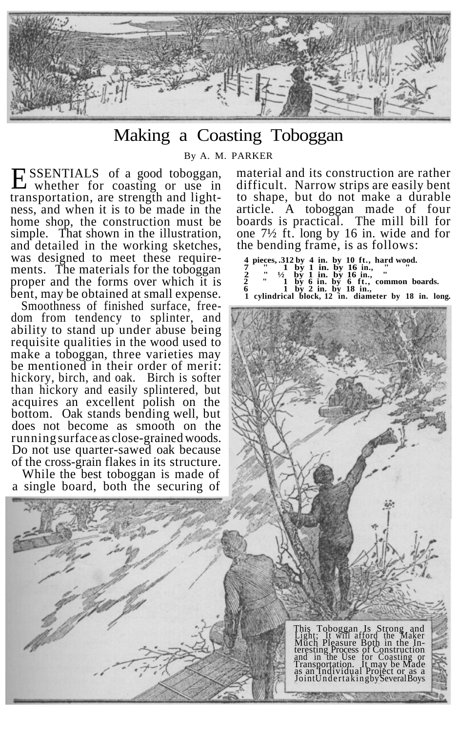# Making a Coasting Toboggan

By A. M. PARKER

ESSENTIALS of a good toboggan, whether for coasting or use in transportation, are strength and lightness, and when it is to be made in the home shop, the construction must be simple. That shown in the illustration, and detailed in the working sketches, was designed to meet these requirements. The materials for the toboggan proper and the forms over which it is bent, may be obtained at small expense.

Smoothness of finished surface, freedom from tendency to splinter, and ability to stand up under abuse being requisite qualities in the wood used to make a toboggan, three varieties may be mentioned in their order of merit: hickory, birch, and oak. Birch is softer than hickory and easily splintered, but acquires an excellent polish on the bottom. Oak stands bending well, but does not become as smooth on the running surface as close-grained woods. Do not use quarter-sawed oak because of the cross-grain flakes in its structure.

While the best toboggan is made of a single board, both the securing of material and its construction are rather difficult. Narrow strips are easily bent to shape, but do not make a durable article. A toboggan made of four boards is practical. The mill bill for one 7½ ft. long by 16 in. wide and for the bending frame, is as follows:

**4 pieces, .312 by 4 in. by 10 ft., hard wood.**
**7 " 1 by 1 in. by 16 in., " "**
**2 " ½ by 1 in. by 16 in., "**
**2 " 1 by 6 in. by 6 ft., common boards.**
**6 1 by 2 in. by 18 in.,**
**1 cylindrical block, 12 in. diameter by 18 in. long.**

This Toboggan Is Strong and Light; It will afford the Maker Much Pleasure Both in the Interesting Process of Construction and in the Use for Coasting or Transportation. It may be Made as an Individual Project or as a Joint Undertaking by Several Boys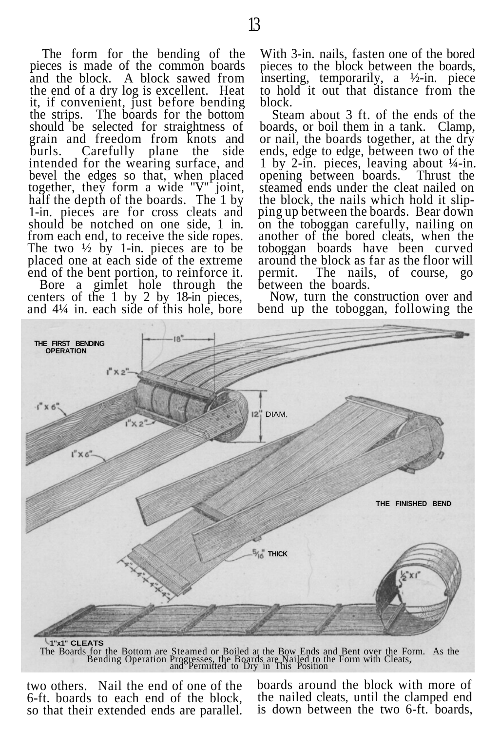The form for the bending of the pieces is made of the common boards and the block. A block sawed from the end of a dry log is excellent. Heat it, if convenient, just before bending the strips. The boards for the bottom should be selected for straightness of grain and freedom from knots and burls. Carefully plane the side intended for the wearing surface, and bevel the edges so that, when placed together, they form a wide "V" joint, half the depth of the boards. The 1 by 1-in. pieces are for cross cleats and should be notched on one side, 1 in. from each end, to receive the side ropes. The two ½ by 1-in. pieces are to be placed one at each side of the extreme end of the bent portion, to reinforce it.

Bore a gimlet hole through the centers of the 1 by 2 by 18-in pieces, and 4¼ in. each side of this hole, bore two others. Nail the end of one of the 6-ft. boards to each end of the block, so that their extended ends are parallel. With 3-in. nails, fasten one of the bored pieces to the block between the boards, inserting, temporarily, a ½-in. piece to hold it out that distance from the block.

Steam about 3 ft. of the ends of the boards, or boil them in a tank. Clamp, or nail, the boards together, at the dry ends, edge to edge, between two of the 1 by 2-in. pieces, leaving about ¼-in. opening between boards. Thrust the steamed ends under the cleat nailed on the block, the nails which hold it slipping up between the boards. Bear down on the toboggan carefully, nailing on another of the bored cleats, when the toboggan boards have been curved around the block as far as the floor will permit. The nails, of course, go between the boards.

Now, turn the construction over and bend up the toboggan, following the boards around the block with more of the nailed cleats, until the clamped end is down between the two 6-ft. boards,

The Boards for the Bottom are Steamed or Boiled at the Bow Ends and Bent over the Form. As the Bending Operation Progresses, the Boards are Nailed to the Form with Cleats, and Permitted to Dry in This Position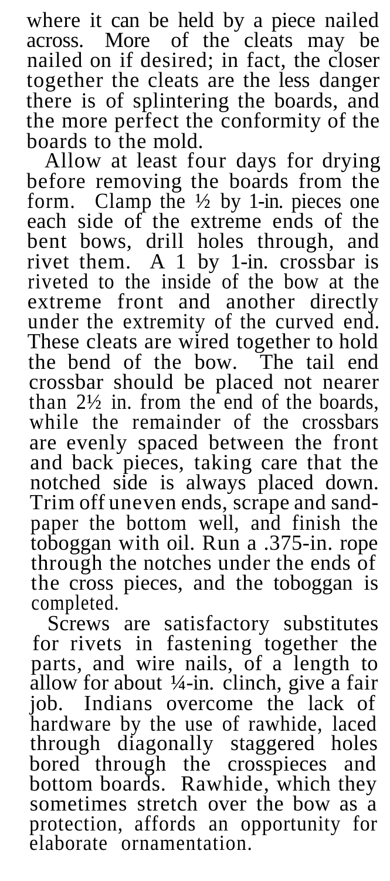where it can be held by a piece nailed across. More of the cleats may be nailed on if desired; in fact, the closer together the cleats are the less danger there is of splintering the boards, and the more perfect the conformity of the boards to the mold.

Allow at least four days for drying before removing the boards from the form. Clamp the ½ by 1-in. pieces one each side of the extreme ends of the bent bows, drill holes through, and rivet them. A 1 by 1-in. crossbar is riveted to the inside of the bow at the extreme front and another directly under the extremity of the curved end. These cleats are wired together to hold the bend of the bow. The tail end crossbar should be placed not nearer than 2½ in. from the end of the boards, while the remainder of the crossbars are evenly spaced between the front and back pieces, taking care that the notched side is always placed down. Trim off uneven ends, scrape and sandpaper the bottom well, and finish the toboggan with oil. Run a .375-in. rope through the notches under the ends of the cross pieces, and the toboggan is completed.

Screws are satisfactory substitutes for rivets in fastening together the parts, and wire nails, of a length to allow for about ¼-in. clinch, give a fair job. Indians overcome the lack of hardware by the use of rawhide, laced through diagonally staggered holes bored through the crosspieces and bottom boards. Rawhide, which they sometimes stretch over the bow as a protection, affords an opportunity for elaborate ornamentation.